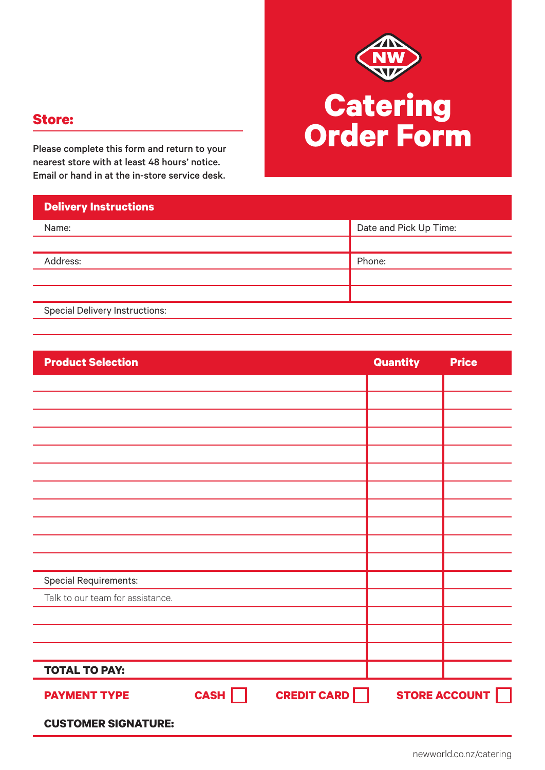# Catering Order Form

**Store:**

Please complete this form and return to your nearest store with at least 48 hours' notice. Email or hand in at the in-store service desk.

## Delivery Instructions

| Name: | Date and Pick Up Time: |
| --- | --- |
| | |
| Address: | Phone: |
| | |
| | |

Special Delivery Instructions:

## Product Selection

| Product Selection | Quantity | Price |
| --- | --- | --- |
| | | |
| | | |
| | | |
| | | |
| | | |
| | | |
| | | |
| | | |
| | | |
| | | |
| | | |
| Special Requirements: | | |
| Talk to our team for assistance. | | |
| | | |
| | | |
| | | |
| **TOTAL TO PAY:** | | |

**PAYMENT TYPE** **CASH** ☐ **CREDIT CARD** ☐ **STORE ACCOUNT** ☐

**CUSTOMER SIGNATURE:**

newworld.co.nz/catering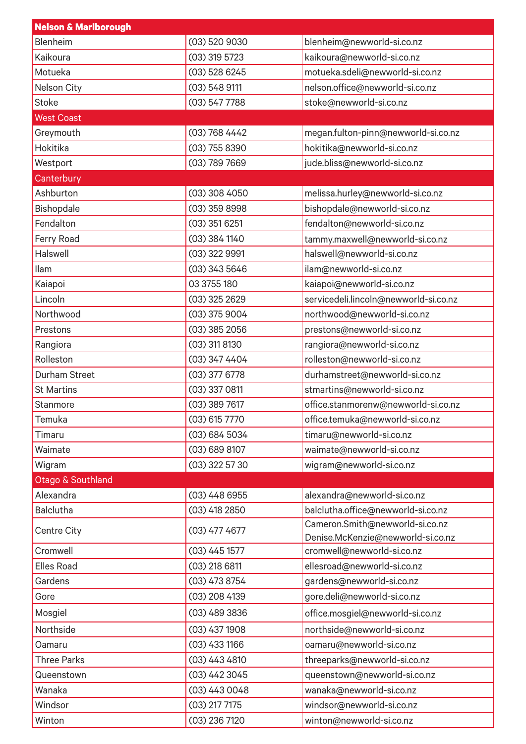| | | |
|---|---|---|
| **Nelson & Marlborough** | | |
| Blenheim | (03) 520 9030 | blenheim@newworld-si.co.nz |
| Kaikoura | (03) 319 5723 | kaikoura@newworld-si.co.nz |
| Motueka | (03) 528 6245 | motueka.sdeli@newworld-si.co.nz |
| Nelson City | (03) 548 9111 | nelson.office@newworld-si.co.nz |
| Stoke | (03) 547 7788 | stoke@newworld-si.co.nz |
| West Coast | | |
| Greymouth | (03) 768 4442 | megan.fulton-pinn@newworld-si.co.nz |
| Hokitika | (03) 755 8390 | hokitika@newworld-si.co.nz |
| Westport | (03) 789 7669 | jude.bliss@newworld-si.co.nz |
| Canterbury | | |
| Ashburton | (03) 308 4050 | melissa.hurley@newworld-si.co.nz |
| Bishopdale | (03) 359 8998 | bishopdale@newworld-si.co.nz |
| Fendalton | (03) 351 6251 | fendalton@newworld-si.co.nz |
| Ferry Road | (03) 384 1140 | tammy.maxwell@newworld-si.co.nz |
| Halswell | (03) 322 9991 | halswell@newworld-si.co.nz |
| Ilam | (03) 343 5646 | ilam@newworld-si.co.nz |
| Kaiapoi | 03 3755 180 | kaiapoi@newworld-si.co.nz |
| Lincoln | (03) 325 2629 | servicedeli.lincoln@newworld-si.co.nz |
| Northwood | (03) 375 9004 | northwood@newworld-si.co.nz |
| Prestons | (03) 385 2056 | prestons@newworld-si.co.nz |
| Rangiora | (03) 311 8130 | rangiora@newworld-si.co.nz |
| Rolleston | (03) 347 4404 | rolleston@newworld-si.co.nz |
| Durham Street | (03) 377 6778 | durhamstreet@newworld-si.co.nz |
| St Martins | (03) 337 0811 | stmartins@newworld-si.co.nz |
| Stanmore | (03) 389 7617 | office.stanmorenw@newworld-si.co.nz |
| Temuka | (03) 615 7770 | office.temuka@newworld-si.co.nz |
| Timaru | (03) 684 5034 | timaru@newworld-si.co.nz |
| Waimate | (03) 689 8107 | waimate@newworld-si.co.nz |
| Wigram | (03) 322 57 30 | wigram@newworld-si.co.nz |
| Otago & Southland | | |
| Alexandra | (03) 448 6955 | alexandra@newworld-si.co.nz |
| Balclutha | (03) 418 2850 | balclutha.office@newworld-si.co.nz |
| Centre City | (03) 477 4677 | Cameron.Smith@newworld-si.co.nz Denise.McKenzie@newworld-si.co.nz |
| Cromwell | (03) 445 1577 | cromwell@newworld-si.co.nz |
| Elles Road | (03) 218 6811 | ellesroad@newworld-si.co.nz |
| Gardens | (03) 473 8754 | gardens@newworld-si.co.nz |
| Gore | (03) 208 4139 | gore.deli@newworld-si.co.nz |
| Mosgiel | (03) 489 3836 | office.mosgiel@newworld-si.co.nz |
| Northside | (03) 437 1908 | northside@newworld-si.co.nz |
| Oamaru | (03) 433 1166 | oamaru@newworld-si.co.nz |
| Three Parks | (03) 443 4810 | threeparks@newworld-si.co.nz |
| Queenstown | (03) 442 3045 | queenstown@newworld-si.co.nz |
| Wanaka | (03) 443 0048 | wanaka@newworld-si.co.nz |
| Windsor | (03) 217 7175 | windsor@newworld-si.co.nz |
| Winton | (03) 236 7120 | winton@newworld-si.co.nz |